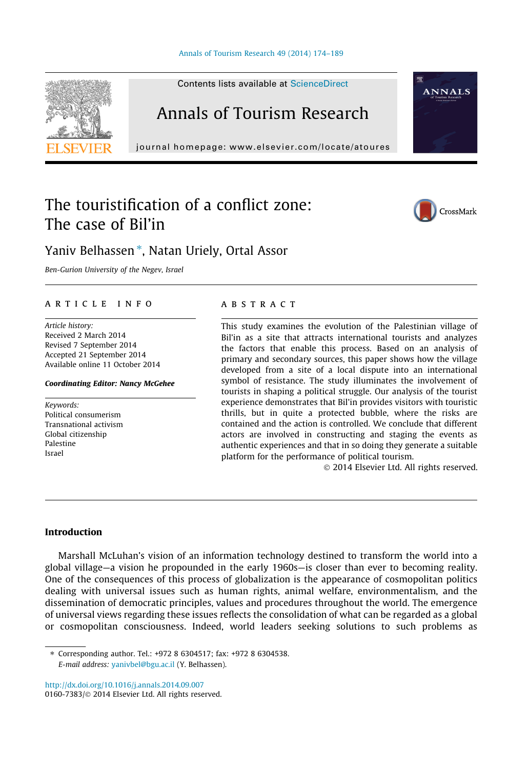# The touristification of a conflict zone: The case of Bil'in

Yaniv Belhassen *, Natan Uriely, Ortal Assor

*Ben-Gurion University of the Negev, Israel*

## ARTICLE INFO

*Article history:*
Received 2 March 2014
Revised 7 September 2014
Accepted 21 September 2014
Available online 11 October 2014

***Coordinating Editor: Nancy McGehee***

*Keywords:*
Political consumerism
Transnational activism
Global citizenship
Palestine
Israel

## ABSTRACT

This study examines the evolution of the Palestinian village of Bil'in as a site that attracts international tourists and analyzes the factors that enable this process. Based on an analysis of primary and secondary sources, this paper shows how the village developed from a site of a local dispute into an international symbol of resistance. The study illuminates the involvement of tourists in shaping a political struggle. Our analysis of the tourist experience demonstrates that Bil'in provides visitors with touristic thrills, but in quite a protected bubble, where the risks are contained and the action is controlled. We conclude that different actors are involved in constructing and staging the events as authentic experiences and that in so doing they generate a suitable platform for the performance of political tourism.

© 2014 Elsevier Ltd. All rights reserved.

## Introduction

Marshall McLuhan's vision of an information technology destined to transform the world into a global village—a vision he propounded in the early 1960s—is closer than ever to becoming reality. One of the consequences of this process of globalization is the appearance of cosmopolitan politics dealing with universal issues such as human rights, animal welfare, environmentalism, and the dissemination of democratic principles, values and procedures throughout the world. The emergence of universal views regarding these issues reflects the consolidation of what can be regarded as a global or cosmopolitan consciousness. Indeed, world leaders seeking solutions to such problems as

---

* Corresponding author. Tel.: +972 8 6304517; fax: +972 8 6304538.
*E-mail address:* yanivbel@bgu.ac.il (Y. Belhassen).

http://dx.doi.org/10.1016/j.annals.2014.09.007
0160-7383/© 2014 Elsevier Ltd. All rights reserved.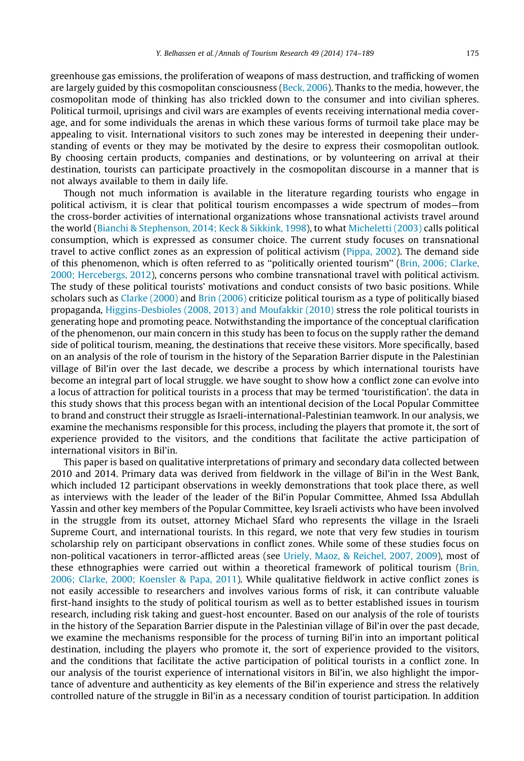greenhouse gas emissions, the proliferation of weapons of mass destruction, and trafficking of women are largely guided by this cosmopolitan consciousness (Beck, 2006). Thanks to the media, however, the cosmopolitan mode of thinking has also trickled down to the consumer and into civilian spheres. Political turmoil, uprisings and civil wars are examples of events receiving international media coverage, and for some individuals the arenas in which these various forms of turmoil take place may be appealing to visit. International visitors to such zones may be interested in deepening their understanding of events or they may be motivated by the desire to express their cosmopolitan outlook. By choosing certain products, companies and destinations, or by volunteering on arrival at their destination, tourists can participate proactively in the cosmopolitan discourse in a manner that is not always available to them in daily life.

Though not much information is available in the literature regarding tourists who engage in political activism, it is clear that political tourism encompasses a wide spectrum of modes—from the cross-border activities of international organizations whose transnational activists travel around the world (Bianchi & Stephenson, 2014; Keck & Sikkink, 1998), to what Micheletti (2003) calls political consumption, which is expressed as consumer choice. The current study focuses on transnational travel to active conflict zones as an expression of political activism (Pippa, 2002). The demand side of this phenomenon, which is often referred to as "politically oriented tourism" (Brin, 2006; Clarke, 2000; Hercebergs, 2012), concerns persons who combine transnational travel with political activism. The study of these political tourists' motivations and conduct consists of two basic positions. While scholars such as Clarke (2000) and Brin (2006) criticize political tourism as a type of politically biased propaganda, Higgins-Desbioles (2008, 2013) and Moufakkir (2010) stress the role political tourists in generating hope and promoting peace. Notwithstanding the importance of the conceptual clarification of the phenomenon, our main concern in this study has been to focus on the supply rather the demand side of political tourism, meaning, the destinations that receive these visitors. More specifically, based on an analysis of the role of tourism in the history of the Separation Barrier dispute in the Palestinian village of Bil'in over the last decade, we describe a process by which international tourists have become an integral part of local struggle. we have sought to show how a conflict zone can evolve into a locus of attraction for political tourists in a process that may be termed 'touristification'. the data in this study shows that this process began with an intentional decision of the Local Popular Committee to brand and construct their struggle as Israeli-international-Palestinian teamwork. In our analysis, we examine the mechanisms responsible for this process, including the players that promote it, the sort of experience provided to the visitors, and the conditions that facilitate the active participation of international visitors in Bil'in.

This paper is based on qualitative interpretations of primary and secondary data collected between 2010 and 2014. Primary data was derived from fieldwork in the village of Bil'in in the West Bank, which included 12 participant observations in weekly demonstrations that took place there, as well as interviews with the leader of the leader of the Bil'in Popular Committee, Ahmed Issa Abdullah Yassin and other key members of the Popular Committee, key Israeli activists who have been involved in the struggle from its outset, attorney Michael Sfard who represents the village in the Israeli Supreme Court, and international tourists. In this regard, we note that very few studies in tourism scholarship rely on participant observations in conflict zones. While some of these studies focus on non-political vacationers in terror-afflicted areas (see Uriely, Maoz, & Reichel, 2007, 2009), most of these ethnographies were carried out within a theoretical framework of political tourism (Brin, 2006; Clarke, 2000; Koensler & Papa, 2011). While qualitative fieldwork in active conflict zones is not easily accessible to researchers and involves various forms of risk, it can contribute valuable first-hand insights to the study of political tourism as well as to better established issues in tourism research, including risk taking and guest-host encounter. Based on our analysis of the role of tourists in the history of the Separation Barrier dispute in the Palestinian village of Bil'in over the past decade, we examine the mechanisms responsible for the process of turning Bil'in into an important political destination, including the players who promote it, the sort of experience provided to the visitors, and the conditions that facilitate the active participation of political tourists in a conflict zone. In our analysis of the tourist experience of international visitors in Bil'in, we also highlight the importance of adventure and authenticity as key elements of the Bil'in experience and stress the relatively controlled nature of the struggle in Bil'in as a necessary condition of tourist participation. In addition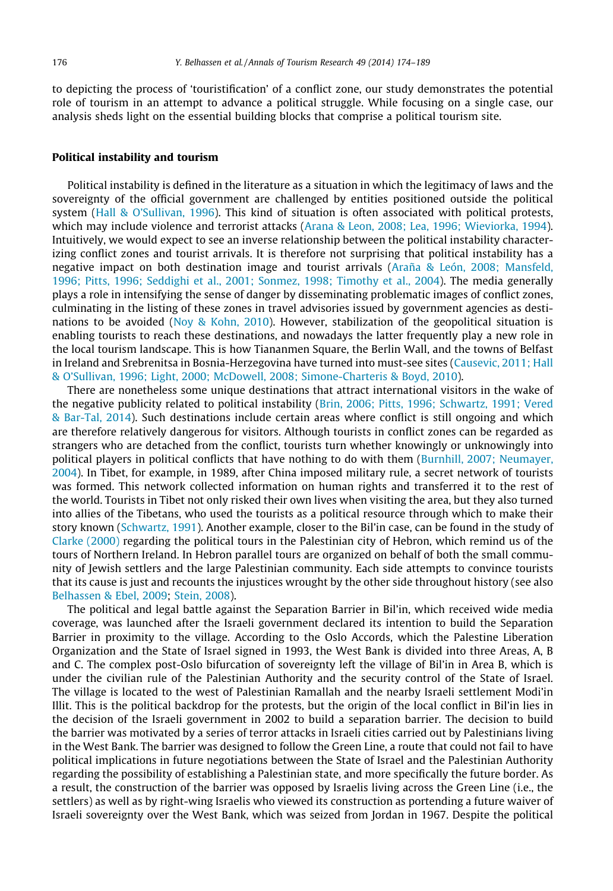to depicting the process of 'touristification' of a conflict zone, our study demonstrates the potential role of tourism in an attempt to advance a political struggle. While focusing on a single case, our analysis sheds light on the essential building blocks that comprise a political tourism site.

## Political instability and tourism

Political instability is defined in the literature as a situation in which the legitimacy of laws and the sovereignty of the official government are challenged by entities positioned outside the political system (Hall & O'Sullivan, 1996). This kind of situation is often associated with political protests, which may include violence and terrorist attacks (Arana & Leon, 2008; Lea, 1996; Wieviorka, 1994). Intuitively, we would expect to see an inverse relationship between the political instability characterizing conflict zones and tourist arrivals. It is therefore not surprising that political instability has a negative impact on both destination image and tourist arrivals (Araña & León, 2008; Mansfeld, 1996; Pitts, 1996; Seddighi et al., 2001; Sonmez, 1998; Timothy et al., 2004). The media generally plays a role in intensifying the sense of danger by disseminating problematic images of conflict zones, culminating in the listing of these zones in travel advisories issued by government agencies as destinations to be avoided (Noy & Kohn, 2010). However, stabilization of the geopolitical situation is enabling tourists to reach these destinations, and nowadays the latter frequently play a new role in the local tourism landscape. This is how Tiananmen Square, the Berlin Wall, and the towns of Belfast in Ireland and Srebrenitsa in Bosnia-Herzegovina have turned into must-see sites (Causevic, 2011; Hall & O'Sullivan, 1996; Light, 2000; McDowell, 2008; Simone-Charteris & Boyd, 2010).

There are nonetheless some unique destinations that attract international visitors in the wake of the negative publicity related to political instability (Brin, 2006; Pitts, 1996; Schwartz, 1991; Vered & Bar-Tal, 2014). Such destinations include certain areas where conflict is still ongoing and which are therefore relatively dangerous for visitors. Although tourists in conflict zones can be regarded as strangers who are detached from the conflict, tourists turn whether knowingly or unknowingly into political players in political conflicts that have nothing to do with them (Burnhill, 2007; Neumayer, 2004). In Tibet, for example, in 1989, after China imposed military rule, a secret network of tourists was formed. This network collected information on human rights and transferred it to the rest of the world. Tourists in Tibet not only risked their own lives when visiting the area, but they also turned into allies of the Tibetans, who used the tourists as a political resource through which to make their story known (Schwartz, 1991). Another example, closer to the Bil'in case, can be found in the study of Clarke (2000) regarding the political tours in the Palestinian city of Hebron, which remind us of the tours of Northern Ireland. In Hebron parallel tours are organized on behalf of both the small community of Jewish settlers and the large Palestinian community. Each side attempts to convince tourists that its cause is just and recounts the injustices wrought by the other side throughout history (see also Belhassen & Ebel, 2009; Stein, 2008).

The political and legal battle against the Separation Barrier in Bil'in, which received wide media coverage, was launched after the Israeli government declared its intention to build the Separation Barrier in proximity to the village. According to the Oslo Accords, which the Palestine Liberation Organization and the State of Israel signed in 1993, the West Bank is divided into three Areas, A, B and C. The complex post-Oslo bifurcation of sovereignty left the village of Bil'in in Area B, which is under the civilian rule of the Palestinian Authority and the security control of the State of Israel. The village is located to the west of Palestinian Ramallah and the nearby Israeli settlement Modi'in Illit. This is the political backdrop for the protests, but the origin of the local conflict in Bil'in lies in the decision of the Israeli government in 2002 to build a separation barrier. The decision to build the barrier was motivated by a series of terror attacks in Israeli cities carried out by Palestinians living in the West Bank. The barrier was designed to follow the Green Line, a route that could not fail to have political implications in future negotiations between the State of Israel and the Palestinian Authority regarding the possibility of establishing a Palestinian state, and more specifically the future border. As a result, the construction of the barrier was opposed by Israelis living across the Green Line (i.e., the settlers) as well as by right-wing Israelis who viewed its construction as portending a future waiver of Israeli sovereignty over the West Bank, which was seized from Jordan in 1967. Despite the political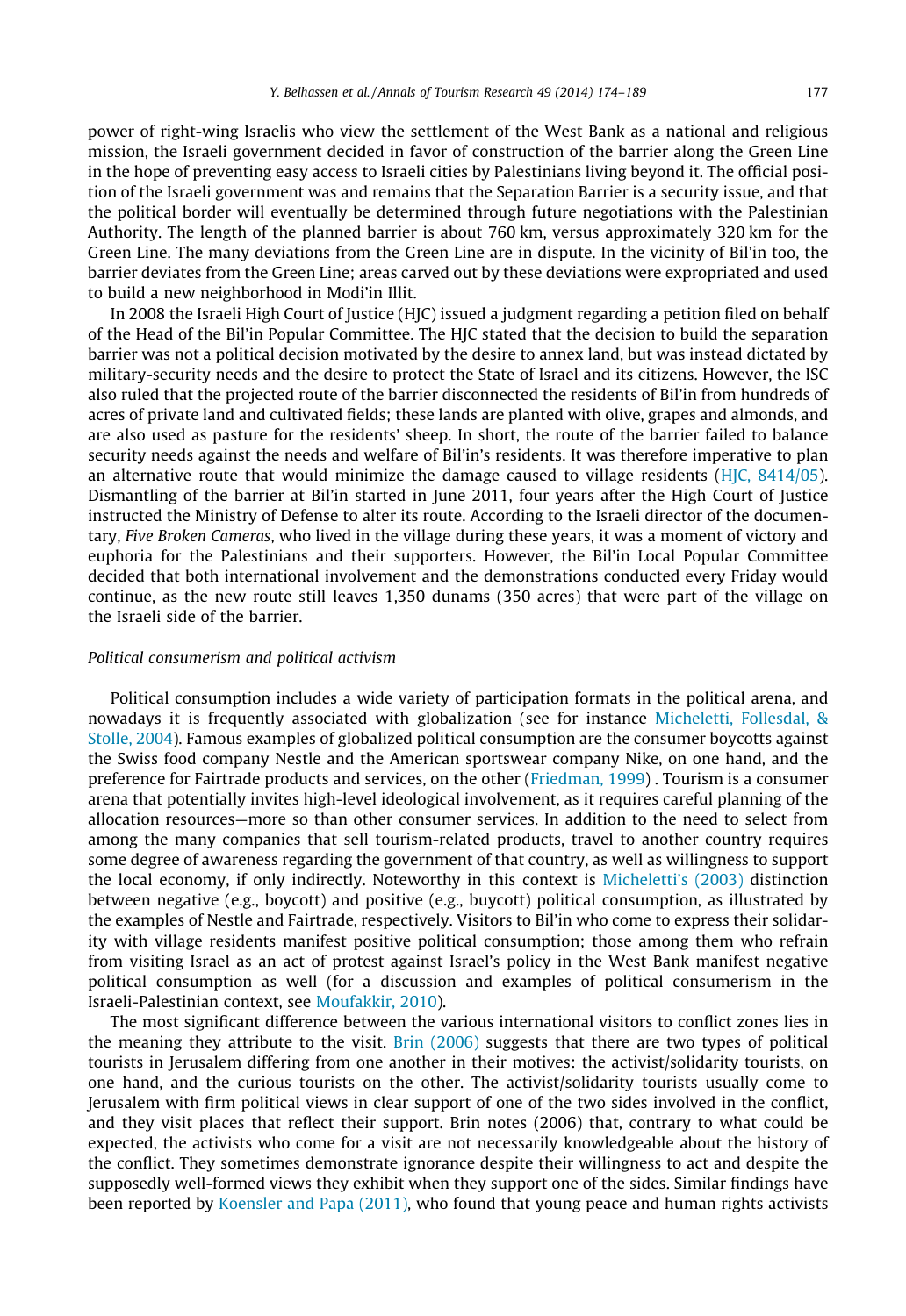power of right-wing Israelis who view the settlement of the West Bank as a national and religious mission, the Israeli government decided in favor of construction of the barrier along the Green Line in the hope of preventing easy access to Israeli cities by Palestinians living beyond it. The official position of the Israeli government was and remains that the Separation Barrier is a security issue, and that the political border will eventually be determined through future negotiations with the Palestinian Authority. The length of the planned barrier is about 760 km, versus approximately 320 km for the Green Line. The many deviations from the Green Line are in dispute. In the vicinity of Bil'in too, the barrier deviates from the Green Line; areas carved out by these deviations were expropriated and used to build a new neighborhood in Modi'in Illit.

In 2008 the Israeli High Court of Justice (HJC) issued a judgment regarding a petition filed on behalf of the Head of the Bil'in Popular Committee. The HJC stated that the decision to build the separation barrier was not a political decision motivated by the desire to annex land, but was instead dictated by military-security needs and the desire to protect the State of Israel and its citizens. However, the ISC also ruled that the projected route of the barrier disconnected the residents of Bil'in from hundreds of acres of private land and cultivated fields; these lands are planted with olive, grapes and almonds, and are also used as pasture for the residents' sheep. In short, the route of the barrier failed to balance security needs against the needs and welfare of Bil'in's residents. It was therefore imperative to plan an alternative route that would minimize the damage caused to village residents (HJC, 8414/05). Dismantling of the barrier at Bil'in started in June 2011, four years after the High Court of Justice instructed the Ministry of Defense to alter its route. According to the Israeli director of the documentary, *Five Broken Cameras*, who lived in the village during these years, it was a moment of victory and euphoria for the Palestinians and their supporters. However, the Bil'in Local Popular Committee decided that both international involvement and the demonstrations conducted every Friday would continue, as the new route still leaves 1,350 dunams (350 acres) that were part of the village on the Israeli side of the barrier.

### *Political consumerism and political activism*

Political consumption includes a wide variety of participation formats in the political arena, and nowadays it is frequently associated with globalization (see for instance Micheletti, Follesdal, & Stolle, 2004). Famous examples of globalized political consumption are the consumer boycotts against the Swiss food company Nestle and the American sportswear company Nike, on one hand, and the preference for Fairtrade products and services, on the other (Friedman, 1999) . Tourism is a consumer arena that potentially invites high-level ideological involvement, as it requires careful planning of the allocation resources—more so than other consumer services. In addition to the need to select from among the many companies that sell tourism-related products, travel to another country requires some degree of awareness regarding the government of that country, as well as willingness to support the local economy, if only indirectly. Noteworthy in this context is Micheletti's (2003) distinction between negative (e.g., boycott) and positive (e.g., buycott) political consumption, as illustrated by the examples of Nestle and Fairtrade, respectively. Visitors to Bil'in who come to express their solidarity with village residents manifest positive political consumption; those among them who refrain from visiting Israel as an act of protest against Israel's policy in the West Bank manifest negative political consumption as well (for a discussion and examples of political consumerism in the Israeli-Palestinian context, see Moufakkir, 2010).

The most significant difference between the various international visitors to conflict zones lies in the meaning they attribute to the visit. Brin (2006) suggests that there are two types of political tourists in Jerusalem differing from one another in their motives: the activist/solidarity tourists, on one hand, and the curious tourists on the other. The activist/solidarity tourists usually come to Jerusalem with firm political views in clear support of one of the two sides involved in the conflict, and they visit places that reflect their support. Brin notes (2006) that, contrary to what could be expected, the activists who come for a visit are not necessarily knowledgeable about the history of the conflict. They sometimes demonstrate ignorance despite their willingness to act and despite the supposedly well-formed views they exhibit when they support one of the sides. Similar findings have been reported by Koensler and Papa (2011), who found that young peace and human rights activists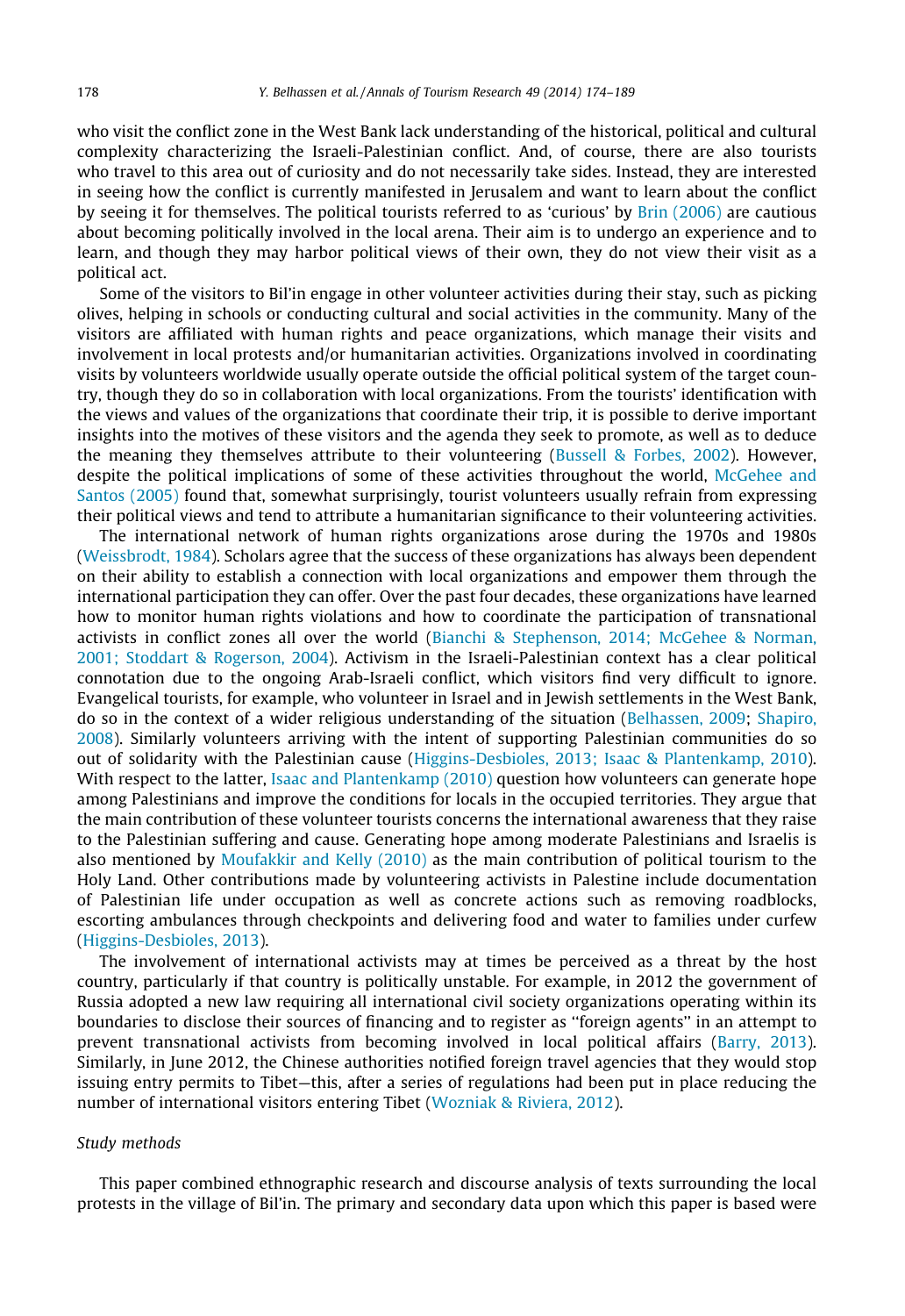who visit the conflict zone in the West Bank lack understanding of the historical, political and cultural complexity characterizing the Israeli-Palestinian conflict. And, of course, there are also tourists who travel to this area out of curiosity and do not necessarily take sides. Instead, they are interested in seeing how the conflict is currently manifested in Jerusalem and want to learn about the conflict by seeing it for themselves. The political tourists referred to as 'curious' by Brin (2006) are cautious about becoming politically involved in the local arena. Their aim is to undergo an experience and to learn, and though they may harbor political views of their own, they do not view their visit as a political act.

Some of the visitors to Bil'in engage in other volunteer activities during their stay, such as picking olives, helping in schools or conducting cultural and social activities in the community. Many of the visitors are affiliated with human rights and peace organizations, which manage their visits and involvement in local protests and/or humanitarian activities. Organizations involved in coordinating visits by volunteers worldwide usually operate outside the official political system of the target country, though they do so in collaboration with local organizations. From the tourists' identification with the views and values of the organizations that coordinate their trip, it is possible to derive important insights into the motives of these visitors and the agenda they seek to promote, as well as to deduce the meaning they themselves attribute to their volunteering (Bussell & Forbes, 2002). However, despite the political implications of some of these activities throughout the world, McGehee and Santos (2005) found that, somewhat surprisingly, tourist volunteers usually refrain from expressing their political views and tend to attribute a humanitarian significance to their volunteering activities.

The international network of human rights organizations arose during the 1970s and 1980s (Weissbrodt, 1984). Scholars agree that the success of these organizations has always been dependent on their ability to establish a connection with local organizations and empower them through the international participation they can offer. Over the past four decades, these organizations have learned how to monitor human rights violations and how to coordinate the participation of transnational activists in conflict zones all over the world (Bianchi & Stephenson, 2014; McGehee & Norman, 2001; Stoddart & Rogerson, 2004). Activism in the Israeli-Palestinian context has a clear political connotation due to the ongoing Arab-Israeli conflict, which visitors find very difficult to ignore. Evangelical tourists, for example, who volunteer in Israel and in Jewish settlements in the West Bank, do so in the context of a wider religious understanding of the situation (Belhassen, 2009; Shapiro, 2008). Similarly volunteers arriving with the intent of supporting Palestinian communities do so out of solidarity with the Palestinian cause (Higgins-Desbioles, 2013; Isaac & Plantenkamp, 2010). With respect to the latter, Isaac and Plantenkamp (2010) question how volunteers can generate hope among Palestinians and improve the conditions for locals in the occupied territories. They argue that the main contribution of these volunteer tourists concerns the international awareness that they raise to the Palestinian suffering and cause. Generating hope among moderate Palestinians and Israelis is also mentioned by Moufakkir and Kelly (2010) as the main contribution of political tourism to the Holy Land. Other contributions made by volunteering activists in Palestine include documentation of Palestinian life under occupation as well as concrete actions such as removing roadblocks, escorting ambulances through checkpoints and delivering food and water to families under curfew (Higgins-Desbioles, 2013).

The involvement of international activists may at times be perceived as a threat by the host country, particularly if that country is politically unstable. For example, in 2012 the government of Russia adopted a new law requiring all international civil society organizations operating within its boundaries to disclose their sources of financing and to register as "foreign agents" in an attempt to prevent transnational activists from becoming involved in local political affairs (Barry, 2013). Similarly, in June 2012, the Chinese authorities notified foreign travel agencies that they would stop issuing entry permits to Tibet—this, after a series of regulations had been put in place reducing the number of international visitors entering Tibet (Wozniak & Riviera, 2012).

## Study methods

This paper combined ethnographic research and discourse analysis of texts surrounding the local protests in the village of Bil'in. The primary and secondary data upon which this paper is based were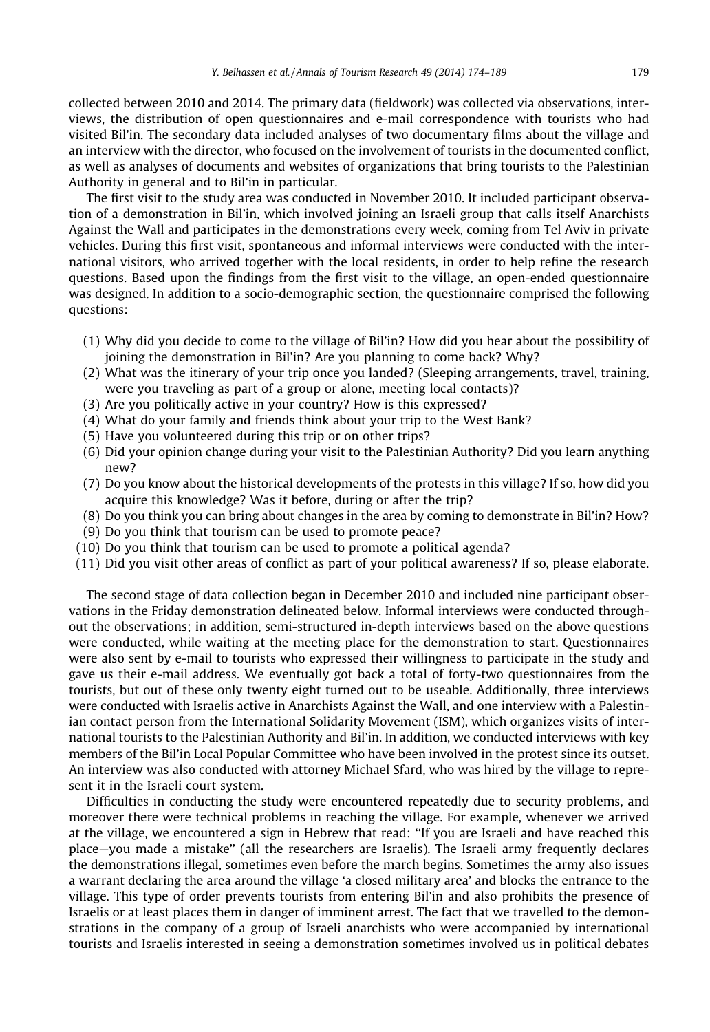collected between 2010 and 2014. The primary data (fieldwork) was collected via observations, interviews, the distribution of open questionnaires and e-mail correspondence with tourists who had visited Bil'in. The secondary data included analyses of two documentary films about the village and an interview with the director, who focused on the involvement of tourists in the documented conflict, as well as analyses of documents and websites of organizations that bring tourists to the Palestinian Authority in general and to Bil'in in particular.

The first visit to the study area was conducted in November 2010. It included participant observation of a demonstration in Bil'in, which involved joining an Israeli group that calls itself Anarchists Against the Wall and participates in the demonstrations every week, coming from Tel Aviv in private vehicles. During this first visit, spontaneous and informal interviews were conducted with the international visitors, who arrived together with the local residents, in order to help refine the research questions. Based upon the findings from the first visit to the village, an open-ended questionnaire was designed. In addition to a socio-demographic section, the questionnaire comprised the following questions:

(1) Why did you decide to come to the village of Bil'in? How did you hear about the possibility of joining the demonstration in Bil'in? Are you planning to come back? Why?
(2) What was the itinerary of your trip once you landed? (Sleeping arrangements, travel, training, were you traveling as part of a group or alone, meeting local contacts)?
(3) Are you politically active in your country? How is this expressed?
(4) What do your family and friends think about your trip to the West Bank?
(5) Have you volunteered during this trip or on other trips?
(6) Did your opinion change during your visit to the Palestinian Authority? Did you learn anything new?
(7) Do you know about the historical developments of the protests in this village? If so, how did you acquire this knowledge? Was it before, during or after the trip?
(8) Do you think you can bring about changes in the area by coming to demonstrate in Bil'in? How?
(9) Do you think that tourism can be used to promote peace?
(10) Do you think that tourism can be used to promote a political agenda?
(11) Did you visit other areas of conflict as part of your political awareness? If so, please elaborate.

The second stage of data collection began in December 2010 and included nine participant observations in the Friday demonstration delineated below. Informal interviews were conducted throughout the observations; in addition, semi-structured in-depth interviews based on the above questions were conducted, while waiting at the meeting place for the demonstration to start. Questionnaires were also sent by e-mail to tourists who expressed their willingness to participate in the study and gave us their e-mail address. We eventually got back a total of forty-two questionnaires from the tourists, but out of these only twenty eight turned out to be useable. Additionally, three interviews were conducted with Israelis active in Anarchists Against the Wall, and one interview with a Palestinian contact person from the International Solidarity Movement (ISM), which organizes visits of international tourists to the Palestinian Authority and Bil'in. In addition, we conducted interviews with key members of the Bil'in Local Popular Committee who have been involved in the protest since its outset. An interview was also conducted with attorney Michael Sfard, who was hired by the village to represent it in the Israeli court system.

Difficulties in conducting the study were encountered repeatedly due to security problems, and moreover there were technical problems in reaching the village. For example, whenever we arrived at the village, we encountered a sign in Hebrew that read: "If you are Israeli and have reached this place—you made a mistake" (all the researchers are Israelis). The Israeli army frequently declares the demonstrations illegal, sometimes even before the march begins. Sometimes the army also issues a warrant declaring the area around the village 'a closed military area' and blocks the entrance to the village. This type of order prevents tourists from entering Bil'in and also prohibits the presence of Israelis or at least places them in danger of imminent arrest. The fact that we travelled to the demonstrations in the company of a group of Israeli anarchists who were accompanied by international tourists and Israelis interested in seeing a demonstration sometimes involved us in political debates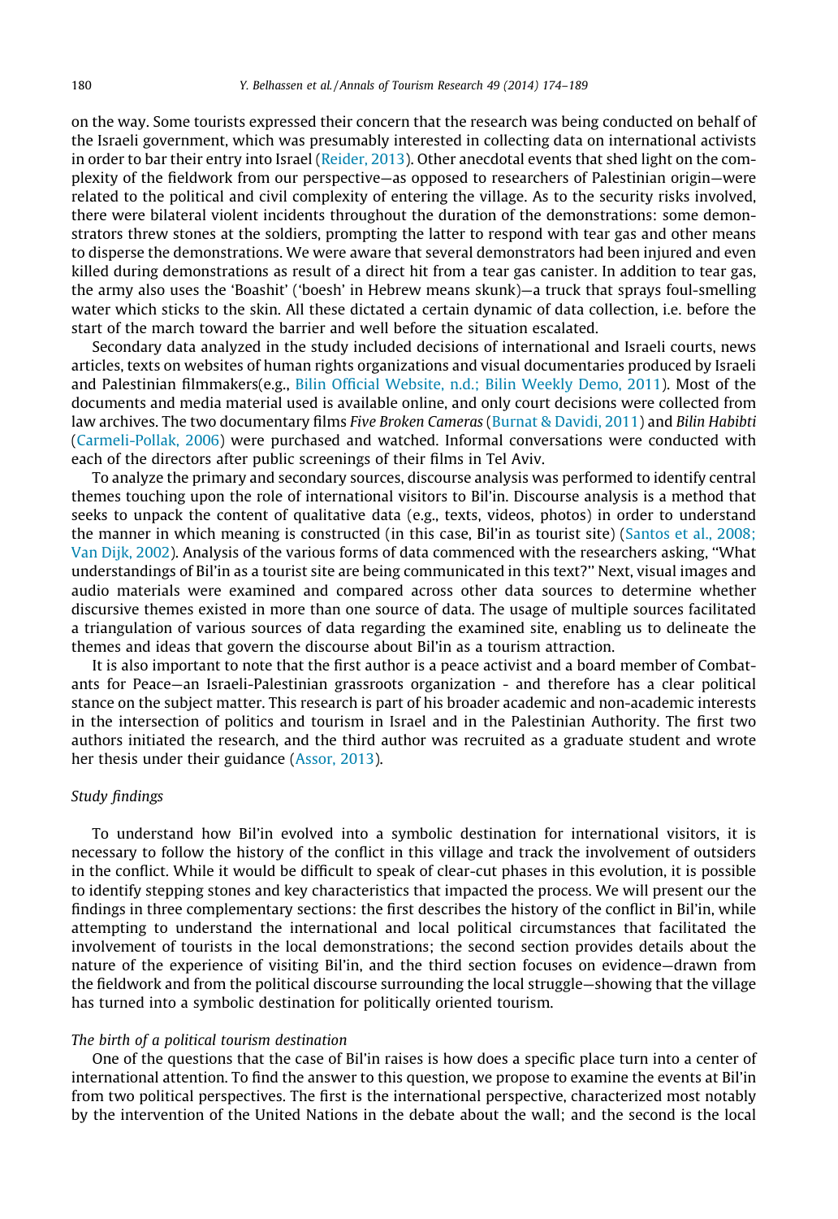on the way. Some tourists expressed their concern that the research was being conducted on behalf of the Israeli government, which was presumably interested in collecting data on international activists in order to bar their entry into Israel (Reider, 2013). Other anecdotal events that shed light on the complexity of the fieldwork from our perspective—as opposed to researchers of Palestinian origin—were related to the political and civil complexity of entering the village. As to the security risks involved, there were bilateral violent incidents throughout the duration of the demonstrations: some demonstrators threw stones at the soldiers, prompting the latter to respond with tear gas and other means to disperse the demonstrations. We were aware that several demonstrators had been injured and even killed during demonstrations as result of a direct hit from a tear gas canister. In addition to tear gas, the army also uses the 'Boashit' ('boesh' in Hebrew means skunk)—a truck that sprays foul-smelling water which sticks to the skin. All these dictated a certain dynamic of data collection, i.e. before the start of the march toward the barrier and well before the situation escalated.

Secondary data analyzed in the study included decisions of international and Israeli courts, news articles, texts on websites of human rights organizations and visual documentaries produced by Israeli and Palestinian filmmakers(e.g., Bilin Official Website, n.d.; Bilin Weekly Demo, 2011). Most of the documents and media material used is available online, and only court decisions were collected from law archives. The two documentary films *Five Broken Cameras* (Burnat & Davidi, 2011) and *Bilin Habibti* (Carmeli-Pollak, 2006) were purchased and watched. Informal conversations were conducted with each of the directors after public screenings of their films in Tel Aviv.

To analyze the primary and secondary sources, discourse analysis was performed to identify central themes touching upon the role of international visitors to Bil'in. Discourse analysis is a method that seeks to unpack the content of qualitative data (e.g., texts, videos, photos) in order to understand the manner in which meaning is constructed (in this case, Bil'in as tourist site) (Santos et al., 2008; Van Dijk, 2002). Analysis of the various forms of data commenced with the researchers asking, ''What understandings of Bil'in as a tourist site are being communicated in this text?'' Next, visual images and audio materials were examined and compared across other data sources to determine whether discursive themes existed in more than one source of data. The usage of multiple sources facilitated a triangulation of various sources of data regarding the examined site, enabling us to delineate the themes and ideas that govern the discourse about Bil'in as a tourism attraction.

It is also important to note that the first author is a peace activist and a board member of Combatants for Peace—an Israeli-Palestinian grassroots organization - and therefore has a clear political stance on the subject matter. This research is part of his broader academic and non-academic interests in the intersection of politics and tourism in Israel and in the Palestinian Authority. The first two authors initiated the research, and the third author was recruited as a graduate student and wrote her thesis under their guidance (Assor, 2013).

## *Study findings*

To understand how Bil'in evolved into a symbolic destination for international visitors, it is necessary to follow the history of the conflict in this village and track the involvement of outsiders in the conflict. While it would be difficult to speak of clear-cut phases in this evolution, it is possible to identify stepping stones and key characteristics that impacted the process. We will present our the findings in three complementary sections: the first describes the history of the conflict in Bil'in, while attempting to understand the international and local political circumstances that facilitated the involvement of tourists in the local demonstrations; the second section provides details about the nature of the experience of visiting Bil'in, and the third section focuses on evidence—drawn from the fieldwork and from the political discourse surrounding the local struggle—showing that the village has turned into a symbolic destination for politically oriented tourism.

### *The birth of a political tourism destination*

One of the questions that the case of Bil'in raises is how does a specific place turn into a center of international attention. To find the answer to this question, we propose to examine the events at Bil'in from two political perspectives. The first is the international perspective, characterized most notably by the intervention of the United Nations in the debate about the wall; and the second is the local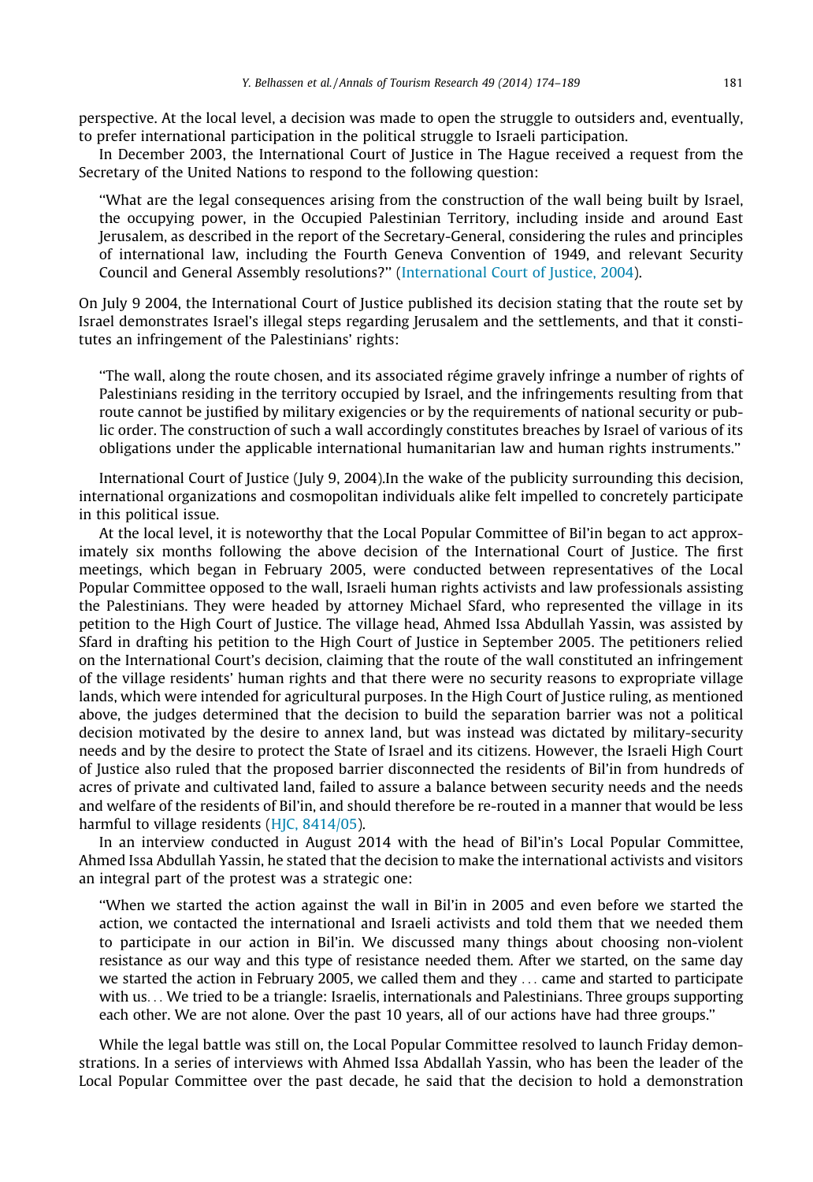perspective. At the local level, a decision was made to open the struggle to outsiders and, eventually, to prefer international participation in the political struggle to Israeli participation.

In December 2003, the International Court of Justice in The Hague received a request from the Secretary of the United Nations to respond to the following question:

> "What are the legal consequences arising from the construction of the wall being built by Israel, the occupying power, in the Occupied Palestinian Territory, including inside and around East Jerusalem, as described in the report of the Secretary-General, considering the rules and principles of international law, including the Fourth Geneva Convention of 1949, and relevant Security Council and General Assembly resolutions?" (International Court of Justice, 2004).

On July 9 2004, the International Court of Justice published its decision stating that the route set by Israel demonstrates Israel's illegal steps regarding Jerusalem and the settlements, and that it constitutes an infringement of the Palestinians' rights:

> "The wall, along the route chosen, and its associated régime gravely infringe a number of rights of Palestinians residing in the territory occupied by Israel, and the infringements resulting from that route cannot be justified by military exigencies or by the requirements of national security or public order. The construction of such a wall accordingly constitutes breaches by Israel of various of its obligations under the applicable international humanitarian law and human rights instruments."

International Court of Justice (July 9, 2004).In the wake of the publicity surrounding this decision, international organizations and cosmopolitan individuals alike felt impelled to concretely participate in this political issue.

At the local level, it is noteworthy that the Local Popular Committee of Bil'in began to act approximately six months following the above decision of the International Court of Justice. The first meetings, which began in February 2005, were conducted between representatives of the Local Popular Committee opposed to the wall, Israeli human rights activists and law professionals assisting the Palestinians. They were headed by attorney Michael Sfard, who represented the village in its petition to the High Court of Justice. The village head, Ahmed Issa Abdullah Yassin, was assisted by Sfard in drafting his petition to the High Court of Justice in September 2005. The petitioners relied on the International Court's decision, claiming that the route of the wall constituted an infringement of the village residents' human rights and that there were no security reasons to expropriate village lands, which were intended for agricultural purposes. In the High Court of Justice ruling, as mentioned above, the judges determined that the decision to build the separation barrier was not a political decision motivated by the desire to annex land, but was instead was dictated by military-security needs and by the desire to protect the State of Israel and its citizens. However, the Israeli High Court of Justice also ruled that the proposed barrier disconnected the residents of Bil'in from hundreds of acres of private and cultivated land, failed to assure a balance between security needs and the needs and welfare of the residents of Bil'in, and should therefore be re-routed in a manner that would be less harmful to village residents (HJC, 8414/05).

In an interview conducted in August 2014 with the head of Bil'in's Local Popular Committee, Ahmed Issa Abdullah Yassin, he stated that the decision to make the international activists and visitors an integral part of the protest was a strategic one:

> "When we started the action against the wall in Bil'in in 2005 and even before we started the action, we contacted the international and Israeli activists and told them that we needed them to participate in our action in Bil'in. We discussed many things about choosing non-violent resistance as our way and this type of resistance needed them. After we started, on the same day we started the action in February 2005, we called them and they ... came and started to participate with us... We tried to be a triangle: Israelis, internationals and Palestinians. Three groups supporting each other. We are not alone. Over the past 10 years, all of our actions have had three groups."

While the legal battle was still on, the Local Popular Committee resolved to launch Friday demonstrations. In a series of interviews with Ahmed Issa Abdallah Yassin, who has been the leader of the Local Popular Committee over the past decade, he said that the decision to hold a demonstration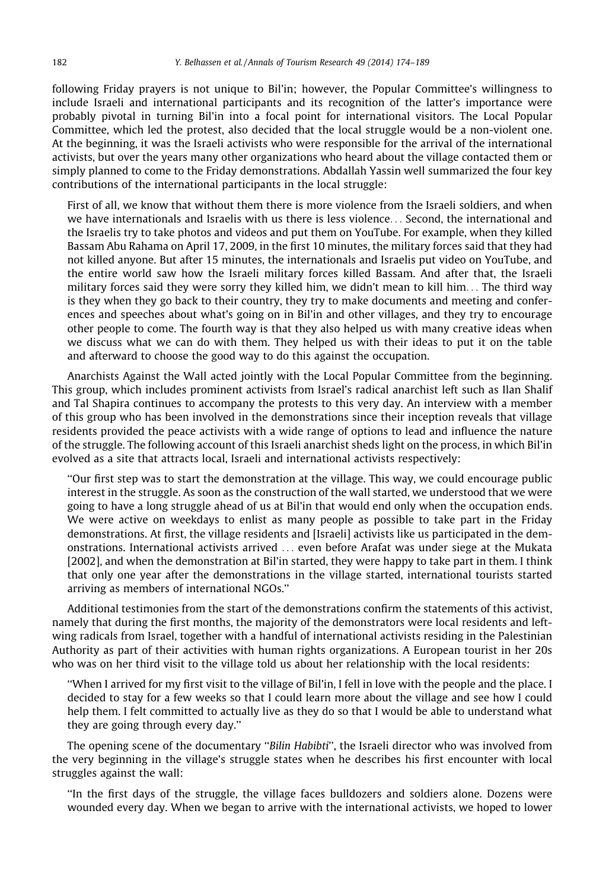following Friday prayers is not unique to Bil'in; however, the Popular Committee's willingness to include Israeli and international participants and its recognition of the latter's importance were probably pivotal in turning Bil'in into a focal point for international visitors. The Local Popular Committee, which led the protest, also decided that the local struggle would be a non-violent one. At the beginning, it was the Israeli activists who were responsible for the arrival of the international activists, but over the years many other organizations who heard about the village contacted them or simply planned to come to the Friday demonstrations. Abdallah Yassin well summarized the four key contributions of the international participants in the local struggle:

> First of all, we know that without them there is more violence from the Israeli soldiers, and when we have internationals and Israelis with us there is less violence... Second, the international and the Israelis try to take photos and videos and put them on YouTube. For example, when they killed Bassam Abu Rahama on April 17, 2009, in the first 10 minutes, the military forces said that they had not killed anyone. But after 15 minutes, the internationals and Israelis put video on YouTube, and the entire world saw how the Israeli military forces killed Bassam. And after that, the Israeli military forces said they were sorry they killed him, we didn't mean to kill him... The third way is they when they go back to their country, they try to make documents and meeting and conferences and speeches about what's going on in Bil'in and other villages, and they try to encourage other people to come. The fourth way is that they also helped us with many creative ideas when we discuss what we can do with them. They helped us with their ideas to put it on the table and afterward to choose the good way to do this against the occupation.

Anarchists Against the Wall acted jointly with the Local Popular Committee from the beginning. This group, which includes prominent activists from Israel's radical anarchist left such as Ilan Shalif and Tal Shapira continues to accompany the protests to this very day. An interview with a member of this group who has been involved in the demonstrations since their inception reveals that village residents provided the peace activists with a wide range of options to lead and influence the nature of the struggle. The following account of this Israeli anarchist sheds light on the process, in which Bil'in evolved as a site that attracts local, Israeli and international activists respectively:

> "Our first step was to start the demonstration at the village. This way, we could encourage public interest in the struggle. As soon as the construction of the wall started, we understood that we were going to have a long struggle ahead of us at Bil'in that would end only when the occupation ends. We were active on weekdays to enlist as many people as possible to take part in the Friday demonstrations. At first, the village residents and [Israeli] activists like us participated in the demonstrations. International activists arrived ... even before Arafat was under siege at the Mukata [2002], and when the demonstration at Bil'in started, they were happy to take part in them. I think that only one year after the demonstrations in the village started, international tourists started arriving as members of international NGOs."

Additional testimonies from the start of the demonstrations confirm the statements of this activist, namely that during the first months, the majority of the demonstrators were local residents and left-wing radicals from Israel, together with a handful of international activists residing in the Palestinian Authority as part of their activities with human rights organizations. A European tourist in her 20s who was on her third visit to the village told us about her relationship with the local residents:

> "When I arrived for my first visit to the village of Bil'in, I fell in love with the people and the place. I decided to stay for a few weeks so that I could learn more about the village and see how I could help them. I felt committed to actually live as they do so that I would be able to understand what they are going through every day."

The opening scene of the documentary "*Bilin Habibti*", the Israeli director who was involved from the very beginning in the village's struggle states when he describes his first encounter with local struggles against the wall:

> "In the first days of the struggle, the village faces bulldozers and soldiers alone. Dozens were wounded every day. When we began to arrive with the international activists, we hoped to lower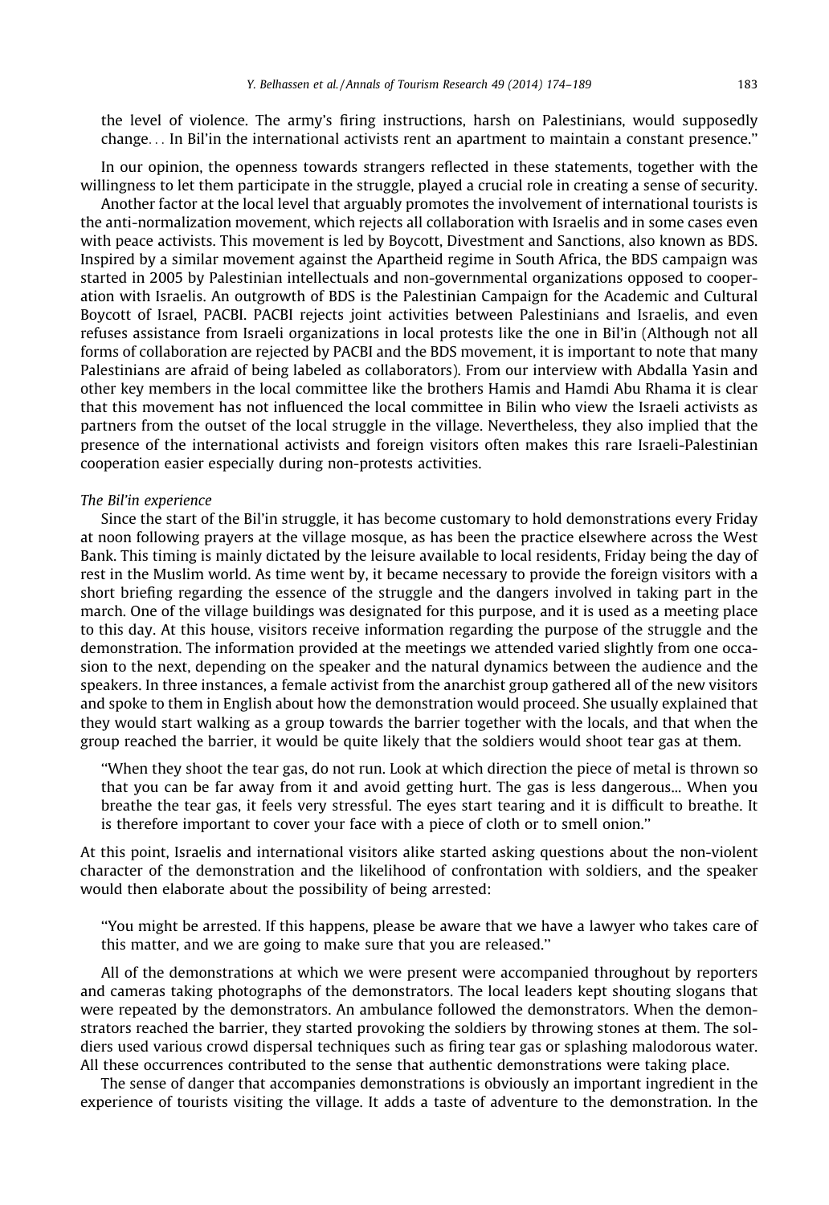the level of violence. The army's firing instructions, harsh on Palestinians, would supposedly change… In Bil'in the international activists rent an apartment to maintain a constant presence."

In our opinion, the openness towards strangers reflected in these statements, together with the willingness to let them participate in the struggle, played a crucial role in creating a sense of security.

Another factor at the local level that arguably promotes the involvement of international tourists is the anti-normalization movement, which rejects all collaboration with Israelis and in some cases even with peace activists. This movement is led by Boycott, Divestment and Sanctions, also known as BDS. Inspired by a similar movement against the Apartheid regime in South Africa, the BDS campaign was started in 2005 by Palestinian intellectuals and non-governmental organizations opposed to cooperation with Israelis. An outgrowth of BDS is the Palestinian Campaign for the Academic and Cultural Boycott of Israel, PACBI. PACBI rejects joint activities between Palestinians and Israelis, and even refuses assistance from Israeli organizations in local protests like the one in Bil'in (Although not all forms of collaboration are rejected by PACBI and the BDS movement, it is important to note that many Palestinians are afraid of being labeled as collaborators). From our interview with Abdalla Yasin and other key members in the local committee like the brothers Hamis and Hamdi Abu Rhama it is clear that this movement has not influenced the local committee in Bilin who view the Israeli activists as partners from the outset of the local struggle in the village. Nevertheless, they also implied that the presence of the international activists and foreign visitors often makes this rare Israeli-Palestinian cooperation easier especially during non-protests activities.

*The Bil'in experience*

Since the start of the Bil'in struggle, it has become customary to hold demonstrations every Friday at noon following prayers at the village mosque, as has been the practice elsewhere across the West Bank. This timing is mainly dictated by the leisure available to local residents, Friday being the day of rest in the Muslim world. As time went by, it became necessary to provide the foreign visitors with a short briefing regarding the essence of the struggle and the dangers involved in taking part in the march. One of the village buildings was designated for this purpose, and it is used as a meeting place to this day. At this house, visitors receive information regarding the purpose of the struggle and the demonstration. The information provided at the meetings we attended varied slightly from one occasion to the next, depending on the speaker and the natural dynamics between the audience and the speakers. In three instances, a female activist from the anarchist group gathered all of the new visitors and spoke to them in English about how the demonstration would proceed. She usually explained that they would start walking as a group towards the barrier together with the locals, and that when the group reached the barrier, it would be quite likely that the soldiers would shoot tear gas at them.

> "When they shoot the tear gas, do not run. Look at which direction the piece of metal is thrown so that you can be far away from it and avoid getting hurt. The gas is less dangerous... When you breathe the tear gas, it feels very stressful. The eyes start tearing and it is difficult to breathe. It is therefore important to cover your face with a piece of cloth or to smell onion."

At this point, Israelis and international visitors alike started asking questions about the non-violent character of the demonstration and the likelihood of confrontation with soldiers, and the speaker would then elaborate about the possibility of being arrested:

> "You might be arrested. If this happens, please be aware that we have a lawyer who takes care of this matter, and we are going to make sure that you are released."

All of the demonstrations at which we were present were accompanied throughout by reporters and cameras taking photographs of the demonstrators. The local leaders kept shouting slogans that were repeated by the demonstrators. An ambulance followed the demonstrators. When the demonstrators reached the barrier, they started provoking the soldiers by throwing stones at them. The soldiers used various crowd dispersal techniques such as firing tear gas or splashing malodorous water. All these occurrences contributed to the sense that authentic demonstrations were taking place.

The sense of danger that accompanies demonstrations is obviously an important ingredient in the experience of tourists visiting the village. It adds a taste of adventure to the demonstration. In the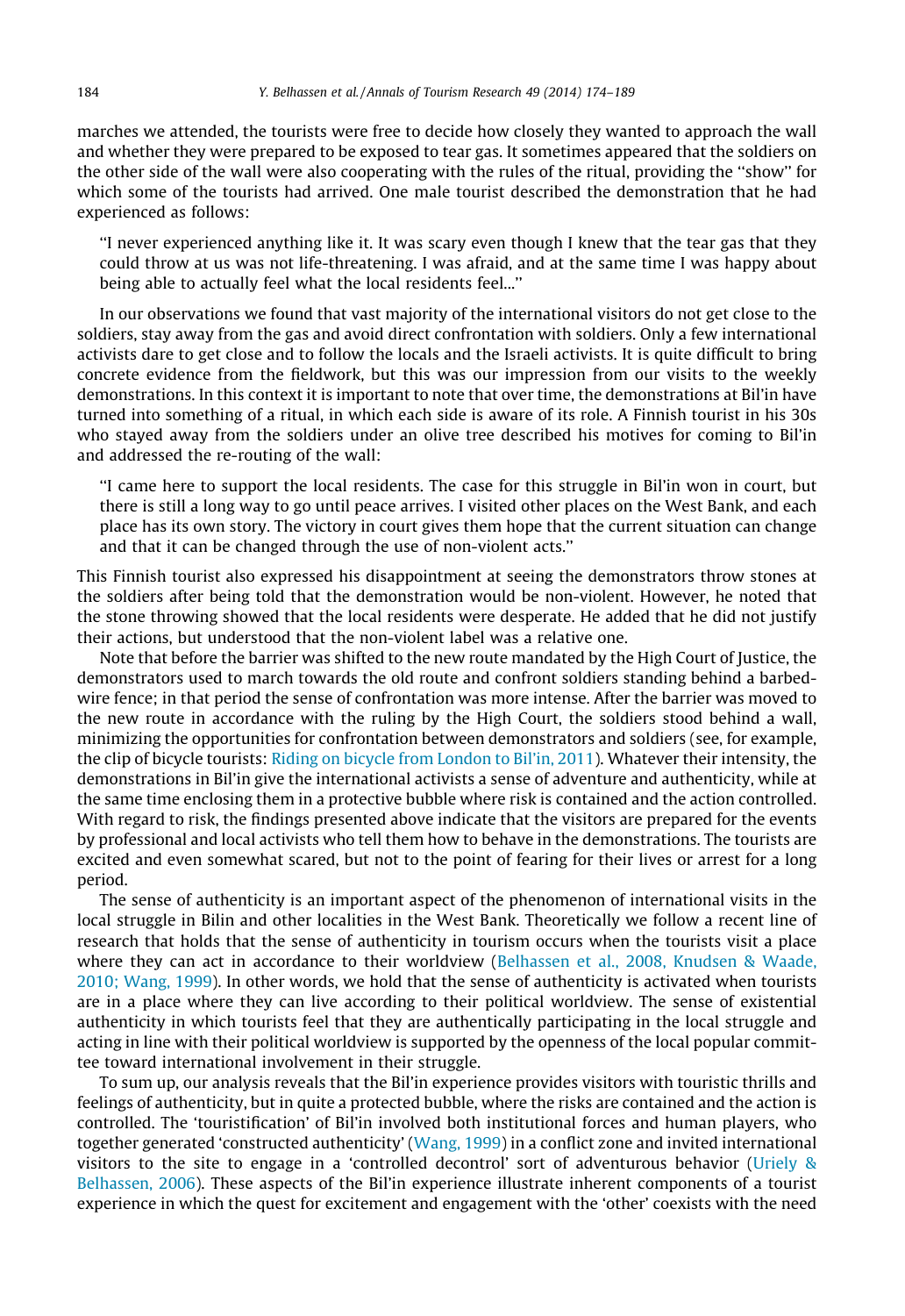marches we attended, the tourists were free to decide how closely they wanted to approach the wall and whether they were prepared to be exposed to tear gas. It sometimes appeared that the soldiers on the other side of the wall were also cooperating with the rules of the ritual, providing the ''show'' for which some of the tourists had arrived. One male tourist described the demonstration that he had experienced as follows:

> ''I never experienced anything like it. It was scary even though I knew that the tear gas that they could throw at us was not life-threatening. I was afraid, and at the same time I was happy about being able to actually feel what the local residents feel...''

In our observations we found that vast majority of the international visitors do not get close to the soldiers, stay away from the gas and avoid direct confrontation with soldiers. Only a few international activists dare to get close and to follow the locals and the Israeli activists. It is quite difficult to bring concrete evidence from the fieldwork, but this was our impression from our visits to the weekly demonstrations. In this context it is important to note that over time, the demonstrations at Bil'in have turned into something of a ritual, in which each side is aware of its role. A Finnish tourist in his 30s who stayed away from the soldiers under an olive tree described his motives for coming to Bil'in and addressed the re-routing of the wall:

> ''I came here to support the local residents. The case for this struggle in Bil'in won in court, but there is still a long way to go until peace arrives. I visited other places on the West Bank, and each place has its own story. The victory in court gives them hope that the current situation can change and that it can be changed through the use of non-violent acts.''

This Finnish tourist also expressed his disappointment at seeing the demonstrators throw stones at the soldiers after being told that the demonstration would be non-violent. However, he noted that the stone throwing showed that the local residents were desperate. He added that he did not justify their actions, but understood that the non-violent label was a relative one.

Note that before the barrier was shifted to the new route mandated by the High Court of Justice, the demonstrators used to march towards the old route and confront soldiers standing behind a barbed-wire fence; in that period the sense of confrontation was more intense. After the barrier was moved to the new route in accordance with the ruling by the High Court, the soldiers stood behind a wall, minimizing the opportunities for confrontation between demonstrators and soldiers (see, for example, the clip of bicycle tourists: Riding on bicycle from London to Bil'in, 2011). Whatever their intensity, the demonstrations in Bil'in give the international activists a sense of adventure and authenticity, while at the same time enclosing them in a protective bubble where risk is contained and the action controlled. With regard to risk, the findings presented above indicate that the visitors are prepared for the events by professional and local activists who tell them how to behave in the demonstrations. The tourists are excited and even somewhat scared, but not to the point of fearing for their lives or arrest for a long period.

The sense of authenticity is an important aspect of the phenomenon of international visits in the local struggle in Bilin and other localities in the West Bank. Theoretically we follow a recent line of research that holds that the sense of authenticity in tourism occurs when the tourists visit a place where they can act in accordance to their worldview (Belhassen et al., 2008, Knudsen & Waade, 2010; Wang, 1999). In other words, we hold that the sense of authenticity is activated when tourists are in a place where they can live according to their political worldview. The sense of existential authenticity in which tourists feel that they are authentically participating in the local struggle and acting in line with their political worldview is supported by the openness of the local popular committee toward international involvement in their struggle.

To sum up, our analysis reveals that the Bil'in experience provides visitors with touristic thrills and feelings of authenticity, but in quite a protected bubble, where the risks are contained and the action is controlled. The 'touristification' of Bil'in involved both institutional forces and human players, who together generated 'constructed authenticity' (Wang, 1999) in a conflict zone and invited international visitors to the site to engage in a 'controlled decontrol' sort of adventurous behavior (Uriely & Belhassen, 2006). These aspects of the Bil'in experience illustrate inherent components of a tourist experience in which the quest for excitement and engagement with the 'other' coexists with the need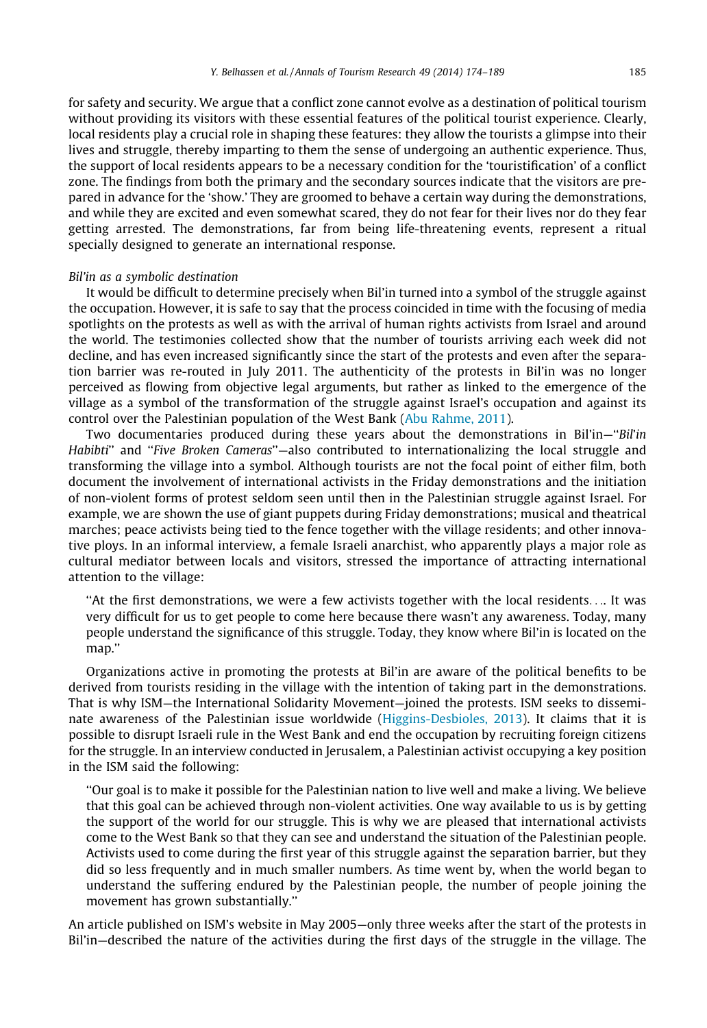for safety and security. We argue that a conflict zone cannot evolve as a destination of political tourism without providing its visitors with these essential features of the political tourist experience. Clearly, local residents play a crucial role in shaping these features: they allow the tourists a glimpse into their lives and struggle, thereby imparting to them the sense of undergoing an authentic experience. Thus, the support of local residents appears to be a necessary condition for the 'touristification' of a conflict zone. The findings from both the primary and the secondary sources indicate that the visitors are prepared in advance for the 'show.' They are groomed to behave a certain way during the demonstrations, and while they are excited and even somewhat scared, they do not fear for their lives nor do they fear getting arrested. The demonstrations, far from being life-threatening events, represent a ritual specially designed to generate an international response.

*Bil'in as a symbolic destination*

It would be difficult to determine precisely when Bil'in turned into a symbol of the struggle against the occupation. However, it is safe to say that the process coincided in time with the focusing of media spotlights on the protests as well as with the arrival of human rights activists from Israel and around the world. The testimonies collected show that the number of tourists arriving each week did not decline, and has even increased significantly since the start of the protests and even after the separation barrier was re-routed in July 2011. The authenticity of the protests in Bil'in was no longer perceived as flowing from objective legal arguments, but rather as linked to the emergence of the village as a symbol of the transformation of the struggle against Israel's occupation and against its control over the Palestinian population of the West Bank (Abu Rahme, 2011).

Two documentaries produced during these years about the demonstrations in Bil'in—"*Bil'in Habibti*" and "*Five Broken Cameras*"—also contributed to internationalizing the local struggle and transforming the village into a symbol. Although tourists are not the focal point of either film, both document the involvement of international activists in the Friday demonstrations and the initiation of non-violent forms of protest seldom seen until then in the Palestinian struggle against Israel. For example, we are shown the use of giant puppets during Friday demonstrations; musical and theatrical marches; peace activists being tied to the fence together with the village residents; and other innovative ploys. In an informal interview, a female Israeli anarchist, who apparently plays a major role as cultural mediator between locals and visitors, stressed the importance of attracting international attention to the village:

> "At the first demonstrations, we were a few activists together with the local residents.... It was very difficult for us to get people to come here because there wasn't any awareness. Today, many people understand the significance of this struggle. Today, they know where Bil'in is located on the map."

Organizations active in promoting the protests at Bil'in are aware of the political benefits to be derived from tourists residing in the village with the intention of taking part in the demonstrations. That is why ISM—the International Solidarity Movement—joined the protests. ISM seeks to disseminate awareness of the Palestinian issue worldwide (Higgins-Desbioles, 2013). It claims that it is possible to disrupt Israeli rule in the West Bank and end the occupation by recruiting foreign citizens for the struggle. In an interview conducted in Jerusalem, a Palestinian activist occupying a key position in the ISM said the following:

> "Our goal is to make it possible for the Palestinian nation to live well and make a living. We believe that this goal can be achieved through non-violent activities. One way available to us is by getting the support of the world for our struggle. This is why we are pleased that international activists come to the West Bank so that they can see and understand the situation of the Palestinian people. Activists used to come during the first year of this struggle against the separation barrier, but they did so less frequently and in much smaller numbers. As time went by, when the world began to understand the suffering endured by the Palestinian people, the number of people joining the movement has grown substantially."

An article published on ISM's website in May 2005—only three weeks after the start of the protests in Bil'in—described the nature of the activities during the first days of the struggle in the village. The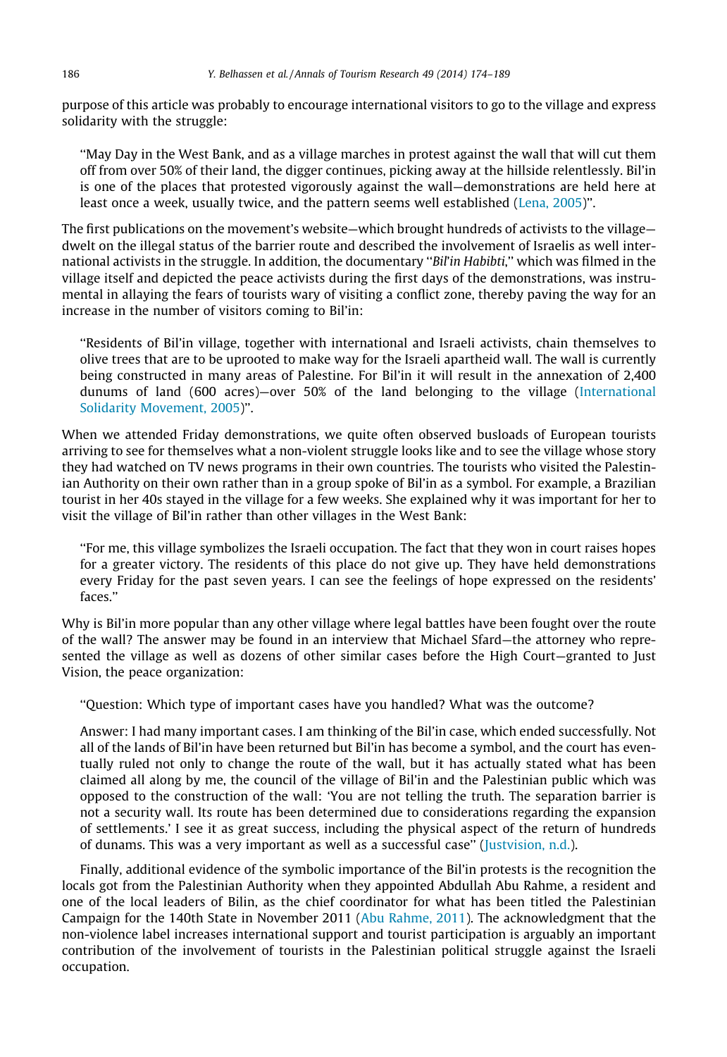purpose of this article was probably to encourage international visitors to go to the village and express solidarity with the struggle:

> "May Day in the West Bank, and as a village marches in protest against the wall that will cut them off from over 50% of their land, the digger continues, picking away at the hillside relentlessly. Bil'in is one of the places that protested vigorously against the wall—demonstrations are held here at least once a week, usually twice, and the pattern seems well established (Lena, 2005)".

The first publications on the movement's website—which brought hundreds of activists to the village—dwelt on the illegal status of the barrier route and described the involvement of Israelis as well international activists in the struggle. In addition, the documentary "*Bil'in Habibti*," which was filmed in the village itself and depicted the peace activists during the first days of the demonstrations, was instrumental in allaying the fears of tourists wary of visiting a conflict zone, thereby paving the way for an increase in the number of visitors coming to Bil'in:

> "Residents of Bil'in village, together with international and Israeli activists, chain themselves to olive trees that are to be uprooted to make way for the Israeli apartheid wall. The wall is currently being constructed in many areas of Palestine. For Bil'in it will result in the annexation of 2,400 dunums of land (600 acres)—over 50% of the land belonging to the village (International Solidarity Movement, 2005)".

When we attended Friday demonstrations, we quite often observed busloads of European tourists arriving to see for themselves what a non-violent struggle looks like and to see the village whose story they had watched on TV news programs in their own countries. The tourists who visited the Palestinian Authority on their own rather than in a group spoke of Bil'in as a symbol. For example, a Brazilian tourist in her 40s stayed in the village for a few weeks. She explained why it was important for her to visit the village of Bil'in rather than other villages in the West Bank:

> "For me, this village symbolizes the Israeli occupation. The fact that they won in court raises hopes for a greater victory. The residents of this place do not give up. They have held demonstrations every Friday for the past seven years. I can see the feelings of hope expressed on the residents' faces."

Why is Bil'in more popular than any other village where legal battles have been fought over the route of the wall? The answer may be found in an interview that Michael Sfard—the attorney who represented the village as well as dozens of other similar cases before the High Court—granted to Just Vision, the peace organization:

> "Question: Which type of important cases have you handled? What was the outcome?
>
> Answer: I had many important cases. I am thinking of the Bil'in case, which ended successfully. Not all of the lands of Bil'in have been returned but Bil'in has become a symbol, and the court has eventually ruled not only to change the route of the wall, but it has actually stated what has been claimed all along by me, the council of the village of Bil'in and the Palestinian public which was opposed to the construction of the wall: 'You are not telling the truth. The separation barrier is not a security wall. Its route has been determined due to considerations regarding the expansion of settlements.' I see it as great success, including the physical aspect of the return of hundreds of dunams. This was a very important as well as a successful case" (Justvision, n.d.).

Finally, additional evidence of the symbolic importance of the Bil'in protests is the recognition the locals got from the Palestinian Authority when they appointed Abdullah Abu Rahme, a resident and one of the local leaders of Bilin, as the chief coordinator for what has been titled the Palestinian Campaign for the 140th State in November 2011 (Abu Rahme, 2011). The acknowledgment that the non-violence label increases international support and tourist participation is arguably an important contribution of the involvement of tourists in the Palestinian political struggle against the Israeli occupation.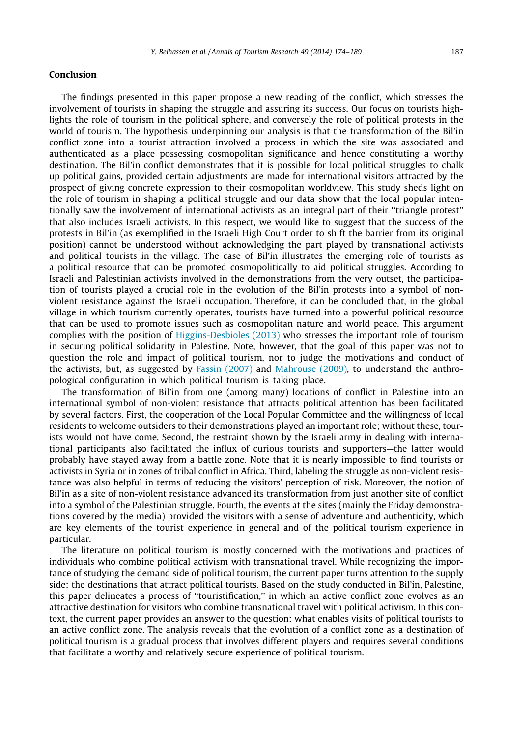## Conclusion

The findings presented in this paper propose a new reading of the conflict, which stresses the involvement of tourists in shaping the struggle and assuring its success. Our focus on tourists highlights the role of tourism in the political sphere, and conversely the role of political protests in the world of tourism. The hypothesis underpinning our analysis is that the transformation of the Bil'in conflict zone into a tourist attraction involved a process in which the site was associated and authenticated as a place possessing cosmopolitan significance and hence constituting a worthy destination. The Bil'in conflict demonstrates that it is possible for local political struggles to chalk up political gains, provided certain adjustments are made for international visitors attracted by the prospect of giving concrete expression to their cosmopolitan worldview. This study sheds light on the role of tourism in shaping a political struggle and our data show that the local popular intentionally saw the involvement of international activists as an integral part of their ''triangle protest'' that also includes Israeli activists. In this respect, we would like to suggest that the success of the protests in Bil'in (as exemplified in the Israeli High Court order to shift the barrier from its original position) cannot be understood without acknowledging the part played by transnational activists and political tourists in the village. The case of Bil'in illustrates the emerging role of tourists as a political resource that can be promoted cosmopolitically to aid political struggles. According to Israeli and Palestinian activists involved in the demonstrations from the very outset, the participation of tourists played a crucial role in the evolution of the Bil'in protests into a symbol of non-violent resistance against the Israeli occupation. Therefore, it can be concluded that, in the global village in which tourism currently operates, tourists have turned into a powerful political resource that can be used to promote issues such as cosmopolitan nature and world peace. This argument complies with the position of Higgins-Desbioles (2013) who stresses the important role of tourism in securing political solidarity in Palestine. Note, however, that the goal of this paper was not to question the role and impact of political tourism, nor to judge the motivations and conduct of the activists, but, as suggested by Fassin (2007) and Mahrouse (2009), to understand the anthropological configuration in which political tourism is taking place.

The transformation of Bil'in from one (among many) locations of conflict in Palestine into an international symbol of non-violent resistance that attracts political attention has been facilitated by several factors. First, the cooperation of the Local Popular Committee and the willingness of local residents to welcome outsiders to their demonstrations played an important role; without these, tourists would not have come. Second, the restraint shown by the Israeli army in dealing with international participants also facilitated the influx of curious tourists and supporters—the latter would probably have stayed away from a battle zone. Note that it is nearly impossible to find tourists or activists in Syria or in zones of tribal conflict in Africa. Third, labeling the struggle as non-violent resistance was also helpful in terms of reducing the visitors' perception of risk. Moreover, the notion of Bil'in as a site of non-violent resistance advanced its transformation from just another site of conflict into a symbol of the Palestinian struggle. Fourth, the events at the sites (mainly the Friday demonstrations covered by the media) provided the visitors with a sense of adventure and authenticity, which are key elements of the tourist experience in general and of the political tourism experience in particular.

The literature on political tourism is mostly concerned with the motivations and practices of individuals who combine political activism with transnational travel. While recognizing the importance of studying the demand side of political tourism, the current paper turns attention to the supply side: the destinations that attract political tourists. Based on the study conducted in Bil'in, Palestine, this paper delineates a process of ''touristification,'' in which an active conflict zone evolves as an attractive destination for visitors who combine transnational travel with political activism. In this context, the current paper provides an answer to the question: what enables visits of political tourists to an active conflict zone. The analysis reveals that the evolution of a conflict zone as a destination of political tourism is a gradual process that involves different players and requires several conditions that facilitate a worthy and relatively secure experience of political tourism.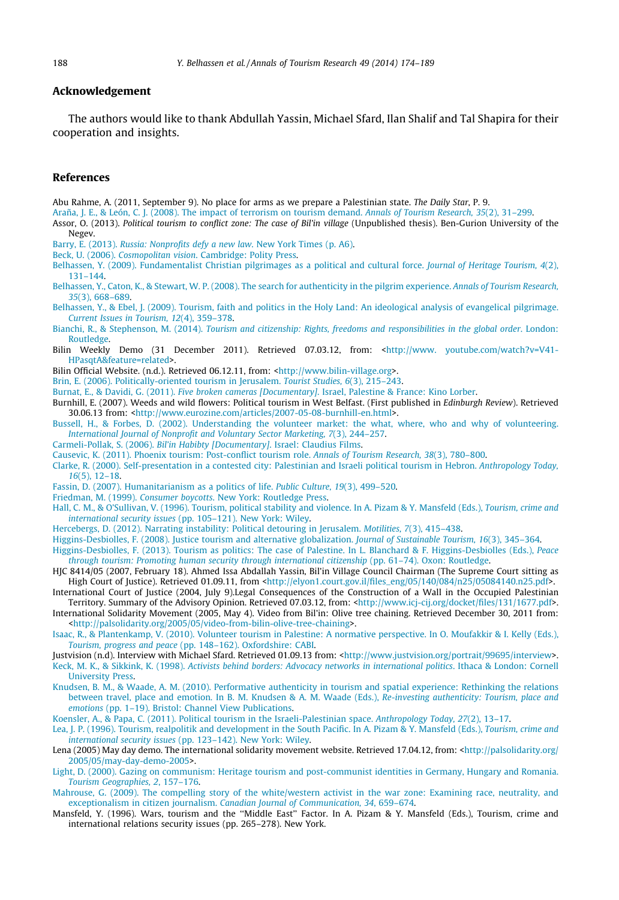## Acknowledgement

The authors would like to thank Abdullah Yassin, Michael Sfard, Ilan Shalif and Tal Shapira for their cooperation and insights.

## References

Abu Rahme, A. (2011, September 9). No place for arms as we prepare a Palestinian state. *The Daily Star*, P. 9.

Araña, J. E., & León, C. J. (2008). The impact of terrorism on tourism demand. *Annals of Tourism Research, 35*(2), 31–299.

Assor, O. (2013). *Political tourism to conflict zone: The case of Bil'in village* (Unpublished thesis). Ben-Gurion University of the Negev.

Barry, E. (2013). *Russia: Nonprofits defy a new law*. New York Times (p. A6).

Beck, U. (2006). *Cosmopolitan vision*. Cambridge: Polity Press.

Belhassen, Y. (2009). Fundamentalist Christian pilgrimages as a political and cultural force. *Journal of Heritage Tourism, 4*(2), 131–144.

Belhassen, Y., Caton, K., & Stewart, W. P. (2008). The search for authenticity in the pilgrim experience. *Annals of Tourism Research, 35*(3), 668–689.

Belhassen, Y., & Ebel, J. (2009). Tourism, faith and politics in the Holy Land: An ideological analysis of evangelical pilgrimage. *Current Issues in Tourism, 12*(4), 359–378.

Bianchi, R., & Stephenson, M. (2014). *Tourism and citizenship: Rights, freedoms and responsibilities in the global order*. London: Routledge.

Bilin Weekly Demo (31 December 2011). Retrieved 07.03.12, from: <http://www. youtube.com/watch?v=V41-HPasqtA&feature=related>.

Bilin Official Website. (n.d.). Retrieved 06.12.11, from: <http://www.bilin-village.org>.

Brin, E. (2006). Politically-oriented tourism in Jerusalem. *Tourist Studies, 6*(3), 215–243.

Burnat, E., & Davidi, G. (2011). *Five broken cameras [Documentary]*. Israel, Palestine & France: Kino Lorber.

Burnhill, E. (2007). Weeds and wild flowers: Political tourism in West Belfast. (First published in *Edinburgh Review*). Retrieved 30.06.13 from: <http://www.eurozine.com/articles/2007-05-08-burnhill-en.html>.

Bussell, H., & Forbes, D. (2002). Understanding the volunteer market: the what, where, who and why of volunteering. *International Journal of Nonprofit and Voluntary Sector Marketing, 7*(3), 244–257.

Carmeli-Pollak, S. (2006). *Bil'in Habibty [Documentary]*. Israel: Claudius Films.

Causevic, K. (2011). Phoenix tourism: Post-conflict tourism role. *Annals of Tourism Research, 38*(3), 780–800.

Clarke, R. (2000). Self-presentation in a contested city: Palestinian and Israeli political tourism in Hebron. *Anthropology Today, 16*(5), 12–18.

Fassin, D. (2007). Humanitarianism as a politics of life. *Public Culture, 19*(3), 499–520.

Friedman, M. (1999). *Consumer boycotts*. New York: Routledge Press.

Hall, C. M., & O'Sullivan, V. (1996). Tourism, political stability and violence. In A. Pizam & Y. Mansfeld (Eds.), *Tourism, crime and international security issues* (pp. 105–121). New York: Wiley.

Hercebergs, D. (2012). Narrating instability: Political detouring in Jerusalem. *Motilities, 7*(3), 415–438.

Higgins-Desbiolles, F. (2008). Justice tourism and alternative globalization. *Journal of Sustainable Tourism, 16*(3), 345–364.

Higgins-Desbiolles, F. (2013). Tourism as politics: The case of Palestine. In L. Blanchard & F. Higgins-Desbiolles (Eds.), *Peace through tourism: Promoting human security through international citizenship* (pp. 61–74). Oxon: Routledge.

HJC 8414/05 (2007, February 18). Ahmed Issa Abdallah Yassin, Bil'in Village Council Chairman (The Supreme Court sitting as High Court of Justice). Retrieved 01.09.11, from <http://elyon1.court.gov.il/files_eng/05/140/084/n25/05084140.n25.pdf>.

International Court of Justice (2004, July 9).Legal Consequences of the Construction of a Wall in the Occupied Palestinian Territory. Summary of the Advisory Opinion. Retrieved 07.03.12, from: <http://www.icj-cij.org/docket/files/131/1677.pdf>.

International Solidarity Movement (2005, May 4). Video from Bil'in: Olive tree chaining. Retrieved December 30, 2011 from: <http://palsolidarity.org/2005/05/video-from-bilin-olive-tree-chaining>.

Isaac, R., & Plantenkamp, V. (2010). Volunteer tourism in Palestine: A normative perspective. In O. Moufakkir & I. Kelly (Eds.), *Tourism, progress and peace* (pp. 148–162). Oxfordshire: CABI.

Justvision (n.d). Interview with Michael Sfard. Retrieved 01.09.13 from: <http://www.justvision.org/portrait/99695/interview>.

Keck, M. K., & Sikkink, K. (1998). *Activists behind borders: Advocacy networks in international politics*. Ithaca & London: Cornell University Press.

Knudsen, B. M., & Waade, A. M. (2010). Performative authenticity in tourism and spatial experience: Rethinking the relations between travel, place and emotion. In B. M. Knudsen & A. M. Waade (Eds.), *Re-investing authenticity: Tourism, place and emotions* (pp. 1–19). Bristol: Channel View Publications.

Koensler, A., & Papa, C. (2011). Political tourism in the Israeli-Palestinian space. *Anthropology Today, 27*(2), 13–17.

Lea, J. P. (1996). Tourism, realpolitik and development in the South Pacific. In A. Pizam & Y. Mansfeld (Eds.), *Tourism, crime and international security issues* (pp. 123–142). New York: Wiley.

Lena (2005) May day demo. The international solidarity movement website. Retrieved 17.04.12, from: <http://palsolidarity.org/2005/05/may-day-demo-2005>.

Light, D. (2000). Gazing on communism: Heritage tourism and post-communist identities in Germany, Hungary and Romania. *Tourism Geographies, 2*, 157–176.

Mahrouse, G. (2009). The compelling story of the white/western activist in the war zone: Examining race, neutrality, and exceptionalism in citizen journalism. *Canadian Journal of Communication, 34*, 659–674.

Mansfeld, Y. (1996). Wars, tourism and the ''Middle East'' Factor. In A. Pizam & Y. Mansfeld (Eds.), Tourism, crime and international relations security issues (pp. 265–278). New York.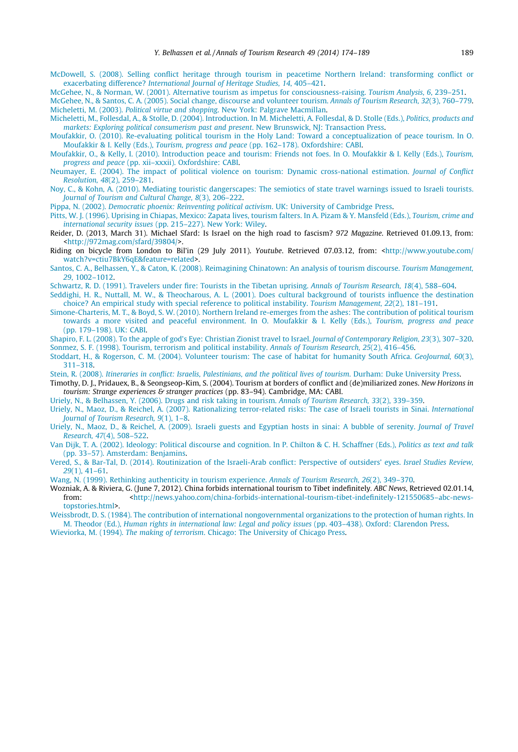McDowell, S. (2008). Selling conflict heritage through tourism in peacetime Northern Ireland: transforming conflict or exacerbating difference? *International Journal of Heritage Studies, 14*, 405–421.

McGehee, N., & Norman, W. (2001). Alternative tourism as impetus for consciousness-raising. *Tourism Analysis, 6*, 239–251.

McGehee, N., & Santos, C. A. (2005). Social change, discourse and volunteer tourism. *Annals of Tourism Research, 32*(3), 760–779.

Micheletti, M. (2003). *Political virtue and shopping*. New York: Palgrave Macmillan.

Micheletti, M., Follesdal, A., & Stolle, D. (2004). Introduction. In M. Micheletti, A. Follesdal, & D. Stolle (Eds.), *Politics, products and markets: Exploring political consumerism past and present*. New Brunswick, NJ: Transaction Press.

Moufakkir, O. (2010). Re-evaluating political tourism in the Holy Land: Toward a conceptualization of peace tourism. In O. Moufakkir & I. Kelly (Eds.), *Tourism, progress and peace* (pp. 162–178). Oxfordshire: CABI.

Moufakkir, O., & Kelly, I. (2010). Introduction peace and tourism: Friends not foes. In O. Moufakkir & I. Kelly (Eds.), *Tourism, progress and peace* (pp. xii–xxxii). Oxfordshire: CABI.

Neumayer, E. (2004). The impact of political violence on tourism: Dynamic cross-national estimation. *Journal of Conflict Resolution, 48*(2), 259–281.

Noy, C., & Kohn, A. (2010). Mediating touristic dangerscapes: The semiotics of state travel warnings issued to Israeli tourists. *Journal of Tourism and Cultural Change, 8*(3), 206–222.

Pippa, N. (2002). *Democratic phoenix: Reinventing political activism*. UK: University of Cambridge Press.

Pitts, W. J. (1996). Uprising in Chiapas, Mexico: Zapata lives, tourism falters. In A. Pizam & Y. Mansfeld (Eds.), *Tourism, crime and international security issues* (pp. 215–227). New York: Wiley.

Reider, D. (2013, March 31). Michael Sfard: Is Israel on the high road to fascism? *972 Magazine*. Retrieved 01.09.13, from: <http://972mag.com/sfard/39804/>.

Riding on bicycle from London to Bil'in (29 July 2011). *Youtube*. Retrieved 07.03.12, from: <http://www.youtube.com/watch?v=ctiu7BkY6qE&feature=related>.

Santos, C. A., Belhassen, Y., & Caton, K. (2008). Reimagining Chinatown: An analysis of tourism discourse. *Tourism Management, 29*, 1002–1012.

Schwartz, R. D. (1991). Travelers under fire: Tourists in the Tibetan uprising. *Annals of Tourism Research, 18*(4), 588–604.

Seddighi, H. R., Nuttall, M. W., & Theocharous, A. L. (2001). Does cultural background of tourists influence the destination choice? An empirical study with special reference to political instability. *Tourism Management, 22*(2), 181–191.

Simone-Charteris, M. T., & Boyd, S. W. (2010). Northern Ireland re-emerges from the ashes: The contribution of political tourism towards a more visited and peaceful environment. In O. Moufakkir & I. Kelly (Eds.), *Tourism, progress and peace* (pp. 179–198). UK: CABI.

Shapiro, F. L. (2008). To the apple of god's Eye: Christian Zionist travel to Israel. *Journal of Contemporary Religion, 23*(3), 307–320.

Sonmez, S. F. (1998). Tourism, terrorism and political instability. *Annals of Tourism Research, 25*(2), 416–456.

Stoddart, H., & Rogerson, C. M. (2004). Volunteer tourism: The case of habitat for humanity South Africa. *GeoJournal, 60*(3), 311–318.

Stein, R. (2008). *Itineraries in conflict: Israelis, Palestinians, and the political lives of tourism*. Durham: Duke University Press.

Timothy, D. J., Pridauex, B., & Seongseop-Kim, S. (2004). Tourism at borders of conflict and (de)miliarized zones. *New Horizons in tourism: Strange experiences & stranger practices* (pp. 83–94). Cambridge, MA: CABI.

Uriely, N., & Belhassen, Y. (2006). Drugs and risk taking in tourism. *Annals of Tourism Research, 33*(2), 339–359.

Uriely, N., Maoz, D., & Reichel, A. (2007). Rationalizing terror-related risks: The case of Israeli tourists in Sinai. *International Journal of Tourism Research, 9*(1), 1–8.

Uriely, N., Maoz, D., & Reichel, A. (2009). Israeli guests and Egyptian hosts in sinai: A bubble of serenity. *Journal of Travel Research, 47*(4), 508–522.

Van Dijk, T. A. (2002). Ideology: Political discourse and cognition. In P. Chilton & C. H. Schaffner (Eds.), *Politics as text and talk* (pp. 33–57). Amsterdam: Benjamins.

Vered, S., & Bar-Tal, D. (2014). Routinization of the Israeli-Arab conflict: Perspective of outsiders' eyes. *Israel Studies Review, 29*(1), 41–61.

Wang, N. (1999). Rethinking authenticity in tourism experience. *Annals of Tourism Research, 26*(2), 349–370.

Wozniak, A. & Riviera, G. (June 7, 2012). China forbids international tourism to Tibet indefinitely. *ABC News*, Retrieved 02.01.14, from: <http://news.yahoo.com/china-forbids-international-tourism-tibet-indefinitely-121550685–abc-news-topstories.html>.

Weissbrodt, D. S. (1984). The contribution of international nongovernmental organizations to the protection of human rights. In M. Theodor (Ed.), *Human rights in international law: Legal and policy issues* (pp. 403–438). Oxford: Clarendon Press.

Wieviorka, M. (1994). *The making of terrorism*. Chicago: The University of Chicago Press.